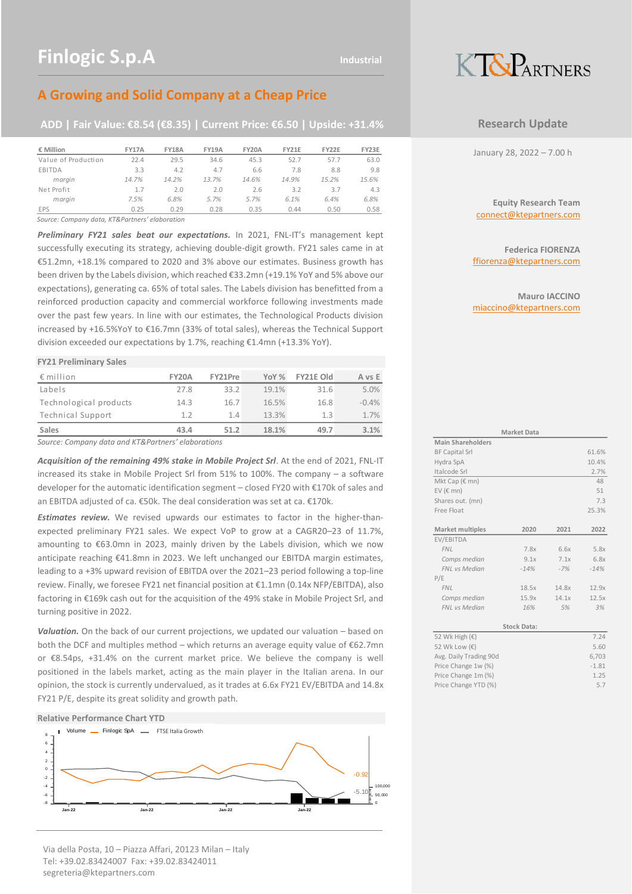# Finlogic S.p.A

Industrial

## A Growing and Solid Company at a Cheap Price

**ADD | Fair Value: €8.54 (€8.35) | Current Price: €6.50 | Upside: +31.4%**

| € Million | FY17A | FY18A | FY19A | FY20A | FY21E | FY22E | FY23E |
|---|---|---|---|---|---|---|---|
| Value of Production | 22.4 | 29.5 | 34.6 | 45.3 | 52.7 | 57.7 | 63.0 |
| EBITDA | 3.3 | 4.2 | 4.7 | 6.6 | 7.8 | 8.8 | 9.8 |
| *margin* | *14.7%* | *14.2%* | *13.7%* | *14.6%* | *14.9%* | *15.2%* | *15.6%* |
| Net Profit | 1.7 | 2.0 | 2.0 | 2.6 | 3.2 | 3.7 | 4.3 |
| *margin* | *7.5%* | *6.8%* | *5.7%* | *5.7%* | *6.1%* | *6.4%* | *6.8%* |
| EPS | 0.25 | 0.29 | 0.28 | 0.35 | 0.44 | 0.50 | 0.58 |

*Source: Company data, KT&Partners' elaboration*

***Preliminary FY21 sales beat our expectations.*** In 2021, FNL-IT's management kept successfully executing its strategy, achieving double-digit growth. FY21 sales came in at €51.2mn, +18.1% compared to 2020 and 3% above our estimates. Business growth has been driven by the Labels division, which reached €33.2mn (+19.1% YoY and 5% above our expectations), generating ca. 65% of total sales. The Labels division has benefitted from a reinforced production capacity and commercial workforce following investments made over the past few years. In line with our estimates, the Technological Products division increased by +16.5%YoY to €16.7mn (33% of total sales), whereas the Technical Support division exceeded our expectations by 1.7%, reaching €1.4mn (+13.3% YoY).

**FY21 Preliminary Sales**

| € million | FY20A | FY21Pre | YoY % | FY21E Old | A vs E |
|---|---|---|---|---|---|
| Labels | 27.8 | 33.2 | 19.1% | 31.6 | 5.0% |
| Technological products | 14.3 | 16.7 | 16.5% | 16.8 | -0.4% |
| Technical Support | 1.2 | 1.4 | 13.3% | 1.3 | 1.7% |
| **Sales** | **43.4** | **51.2** | **18.1%** | **49.7** | **3.1%** |

*Source: Company data and KT&Partners' elaborations*

***Acquisition of the remaining 49% stake in Mobile Project Srl***. At the end of 2021, FNL-IT increased its stake in Mobile Project Srl from 51% to 100%. The company – a software developer for the automatic identification segment – closed FY20 with €170k of sales and an EBITDA adjusted of ca. €50k. The deal consideration was set at ca. €170k.

***Estimates review.*** We revised upwards our estimates to factor in the higher-than-expected preliminary FY21 sales. We expect VoP to grow at a CAGR20–23 of 11.7%, amounting to €63.0mn in 2023, mainly driven by the Labels division, which we now anticipate reaching €41.8mn in 2023. We left unchanged our EBITDA margin estimates, leading to a +3% upward revision of EBITDA over the 2021–23 period following a top-line review. Finally, we foresee FY21 net financial position at €1.1mn (0.14x NFP/EBITDA), also factoring in €169k cash out for the acquisition of the 49% stake in Mobile Project Srl, and turning positive in 2022.

***Valuation.*** On the back of our current projections, we updated our valuation – based on both the DCF and multiples method – which returns an average equity value of €62.7mn or €8.54ps, +31.4% on the current market price. We believe the company is well positioned in the labels market, acting as the main player in the Italian arena. In our opinion, the stock is currently undervalued, as it trades at 6.6x FY21 EV/EBITDA and 14.8x FY21 P/E, despite its great solidity and growth path.

**Relative Performance Chart YTD**

(Chart: Volume, Finlogic SpA, FTSE Italia Growth; Finlogic SpA -0.92, FTSE Italia Growth -5.10)

**Research Update**

January 28, 2022 – 7.00 h

**Equity Research Team**
connect@ktepartners.com

**Federica FIORENZA**
ffiorenza@ktepartners.com

**Mauro IACCINO**
miaccino@ktepartners.com

**Market Data**

| Main Shareholders | |
|---|---|
| BF Capital Srl | 61.6% |
| Hydra SpA | 10.4% |
| Italcode Srl | 2.7% |
| Mkt Cap (€ mn) | 48 |
| EV (€ mn) | 51 |
| Shares out. (mn) | 7.3 |
| Free Float | 25.3% |

| Market multiples | 2020 | 2021 | 2022 |
|---|---|---|---|
| EV/EBITDA | | | |
| *FNL* | 7.8x | 6.6x | 5.8x |
| *Comps median* | 9.1x | 7.1x | 6.8x |
| *FNL vs Median* | -14% | -7% | -14% |
| P/E | | | |
| *FNL* | 18.5x | 14.8x | 12.9x |
| *Comps median* | 15.9x | 14.1x | 12.5x |
| *FNL vs Median* | 16% | 5% | 3% |

**Stock Data:**

| | |
|---|---|
| 52 Wk High (€) | 7.24 |
| 52 Wk Low (€) | 5.60 |
| Avg. Daily Trading 90d | 6,703 |
| Price Change 1w (%) | -1.81 |
| Price Change 1m (%) | 1.25 |
| Price Change YTD (%) | 5.7 |

Via della Posta, 10 – Piazza Affari, 20123 Milan – Italy
Tel: +39.02.83424007 Fax: +39.02.83424011
segreteria@ktepartners.com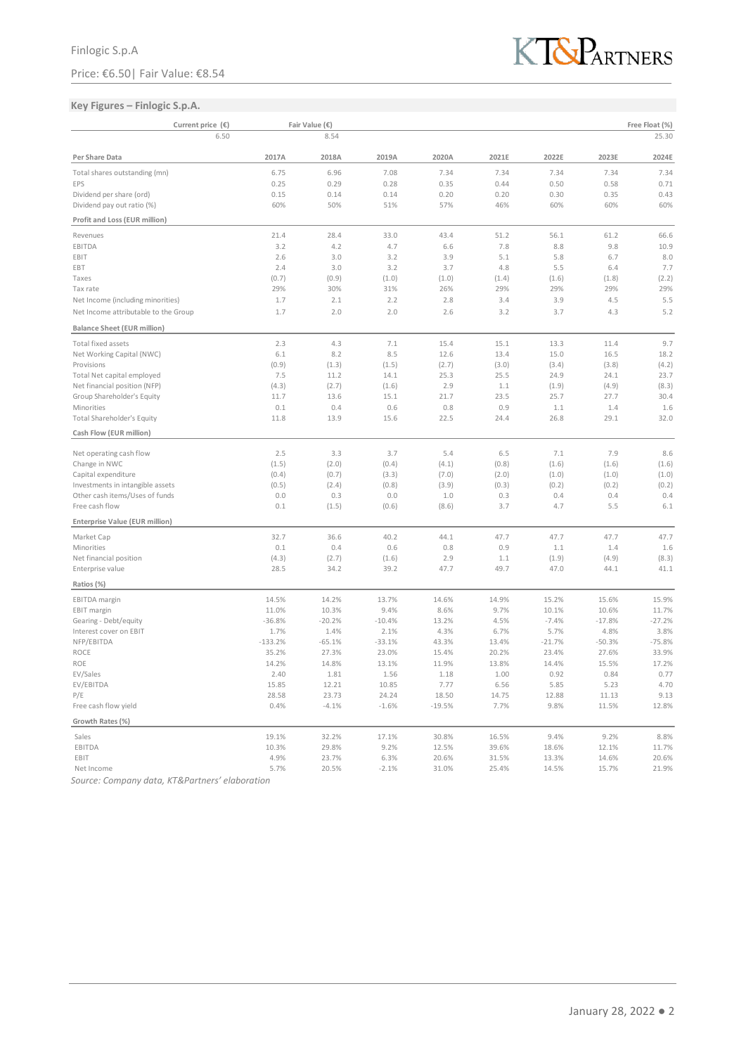## Key Figures – Finlogic S.p.A.

| Current price (€) | Fair Value (€) | | | | | | | Free Float (%) |
|---|---|---|---|---|---|---|---|---|
| 6.50 | 8.54 | | | | | | | 25.30 |

| Per Share Data | 2017A | 2018A | 2019A | 2020A | 2021E | 2022E | 2023E | 2024E |
|---|---|---|---|---|---|---|---|---|
| Total shares outstanding (mn) | 6.75 | 6.96 | 7.08 | 7.34 | 7.34 | 7.34 | 7.34 | 7.34 |
| EPS | 0.25 | 0.29 | 0.28 | 0.35 | 0.44 | 0.50 | 0.58 | 0.71 |
| Dividend per share (ord) | 0.15 | 0.14 | 0.14 | 0.20 | 0.20 | 0.30 | 0.35 | 0.43 |
| Dividend pay out ratio (%) | 60% | 50% | 51% | 57% | 46% | 60% | 60% | 60% |
| **Profit and Loss (EUR million)** | | | | | | | | |
| Revenues | 21.4 | 28.4 | 33.0 | 43.4 | 51.2 | 56.1 | 61.2 | 66.6 |
| EBITDA | 3.2 | 4.2 | 4.7 | 6.6 | 7.8 | 8.8 | 9.8 | 10.9 |
| EBIT | 2.6 | 3.0 | 3.2 | 3.9 | 5.1 | 5.8 | 6.7 | 8.0 |
| EBT | 2.4 | 3.0 | 3.2 | 3.7 | 4.8 | 5.5 | 6.4 | 7.7 |
| Taxes | (0.7) | (0.9) | (1.0) | (1.0) | (1.4) | (1.6) | (1.8) | (2.2) |
| Tax rate | 29% | 30% | 31% | 26% | 29% | 29% | 29% | 29% |
| Net Income (including minorities) | 1.7 | 2.1 | 2.2 | 2.8 | 3.4 | 3.9 | 4.5 | 5.5 |
| Net Income attributable to the Group | 1.7 | 2.0 | 2.0 | 2.6 | 3.2 | 3.7 | 4.3 | 5.2 |
| **Balance Sheet (EUR million)** | | | | | | | | |
| Total fixed assets | 2.3 | 4.3 | 7.1 | 15.4 | 15.1 | 13.3 | 11.4 | 9.7 |
| Net Working Capital (NWC) | 6.1 | 8.2 | 8.5 | 12.6 | 13.4 | 15.0 | 16.5 | 18.2 |
| Provisions | (0.9) | (1.3) | (1.5) | (2.7) | (3.0) | (3.4) | (3.8) | (4.2) |
| Total Net capital employed | 7.5 | 11.2 | 14.1 | 25.3 | 25.5 | 24.9 | 24.1 | 23.7 |
| Net financial position (NFP) | (4.3) | (2.7) | (1.6) | 2.9 | 1.1 | (1.9) | (4.9) | (8.3) |
| Group Shareholder's Equity | 11.7 | 13.6 | 15.1 | 21.7 | 23.5 | 25.7 | 27.7 | 30.4 |
| Minorities | 0.1 | 0.4 | 0.6 | 0.8 | 0.9 | 1.1 | 1.4 | 1.6 |
| Total Shareholder's Equity | 11.8 | 13.9 | 15.6 | 22.5 | 24.4 | 26.8 | 29.1 | 32.0 |
| **Cash Flow (EUR million)** | | | | | | | | |
| Net operating cash flow | 2.5 | 3.3 | 3.7 | 5.4 | 6.5 | 7.1 | 7.9 | 8.6 |
| Change in NWC | (1.5) | (2.0) | (0.4) | (4.1) | (0.8) | (1.6) | (1.6) | (1.6) |
| Capital expenditure | (0.4) | (0.7) | (3.3) | (7.0) | (2.0) | (1.0) | (1.0) | (1.0) |
| Investments in intangible assets | (0.5) | (2.4) | (0.8) | (3.9) | (0.3) | (0.2) | (0.2) | (0.2) |
| Other cash items/Uses of funds | 0.0 | 0.3 | 0.0 | 1.0 | 0.3 | 0.4 | 0.4 | 0.4 |
| Free cash flow | 0.1 | (1.5) | (0.6) | (8.6) | 3.7 | 4.7 | 5.5 | 6.1 |
| **Enterprise Value (EUR million)** | | | | | | | | |
| Market Cap | 32.7 | 36.6 | 40.2 | 44.1 | 47.7 | 47.7 | 47.7 | 47.7 |
| Minorities | 0.1 | 0.4 | 0.6 | 0.8 | 0.9 | 1.1 | 1.4 | 1.6 |
| Net financial position | (4.3) | (2.7) | (1.6) | 2.9 | 1.1 | (1.9) | (4.9) | (8.3) |
| Enterprise value | 28.5 | 34.2 | 39.2 | 47.7 | 49.7 | 47.0 | 44.1 | 41.1 |
| **Ratios (%)** | | | | | | | | |
| EBITDA margin | 14.5% | 14.2% | 13.7% | 14.6% | 14.9% | 15.2% | 15.6% | 15.9% |
| EBIT margin | 11.0% | 10.3% | 9.4% | 8.6% | 9.7% | 10.1% | 10.6% | 11.7% |
| Gearing - Debt/equity | -36.8% | -20.2% | -10.4% | 13.2% | 4.5% | -7.4% | -17.8% | -27.2% |
| Interest cover on EBIT | 1.7% | 1.4% | 2.1% | 4.3% | 6.7% | 5.7% | 4.8% | 3.8% |
| NFP/EBITDA | -133.2% | -65.1% | -33.1% | 43.3% | 13.4% | -21.7% | -50.3% | -75.8% |
| ROCE | 35.2% | 27.3% | 23.0% | 15.4% | 20.2% | 23.4% | 27.6% | 33.9% |
| ROE | 14.2% | 14.8% | 13.1% | 11.9% | 13.8% | 14.4% | 15.5% | 17.2% |
| EV/Sales | 2.40 | 1.81 | 1.56 | 1.18 | 1.00 | 0.92 | 0.84 | 0.77 |
| EV/EBITDA | 15.85 | 12.21 | 10.85 | 7.77 | 6.56 | 5.85 | 5.23 | 4.70 |
| P/E | 28.58 | 23.73 | 24.24 | 18.50 | 14.75 | 12.88 | 11.13 | 9.13 |
| Free cash flow yield | 0.4% | -4.1% | -1.6% | -19.5% | 7.7% | 9.8% | 11.5% | 12.8% |
| **Growth Rates (%)** | | | | | | | | |
| Sales | 19.1% | 32.2% | 17.1% | 30.8% | 16.5% | 9.4% | 9.2% | 8.8% |
| EBITDA | 10.3% | 29.8% | 9.2% | 12.5% | 39.6% | 18.6% | 12.1% | 11.7% |
| EBIT | 4.9% | 23.7% | 6.3% | 20.6% | 31.5% | 13.3% | 14.6% | 20.6% |
| Net Income | 5.7% | 20.5% | -2.1% | 31.0% | 25.4% | 14.5% | 15.7% | 21.9% |

*Source: Company data, KT&Partners' elaboration*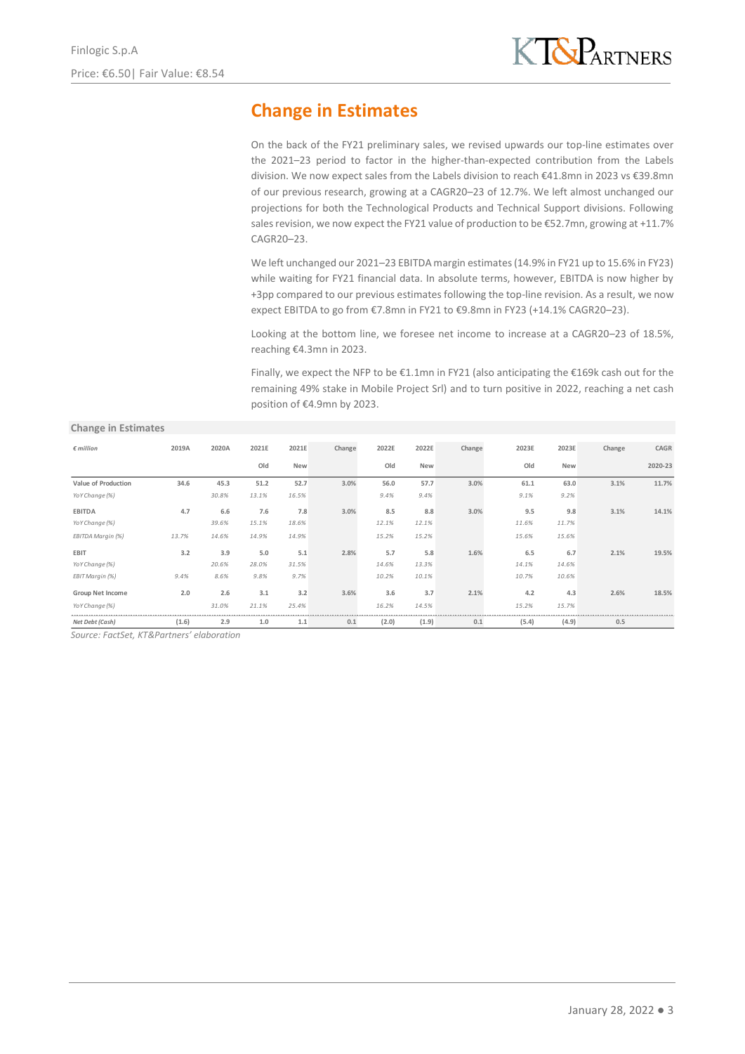## Change in Estimates

On the back of the FY21 preliminary sales, we revised upwards our top-line estimates over the 2021–23 period to factor in the higher-than-expected contribution from the Labels division. We now expect sales from the Labels division to reach €41.8mn in 2023 vs €39.8mn of our previous research, growing at a CAGR20–23 of 12.7%. We left almost unchanged our projections for both the Technological Products and Technical Support divisions. Following sales revision, we now expect the FY21 value of production to be €52.7mn, growing at +11.7% CAGR20–23.

We left unchanged our 2021–23 EBITDA margin estimates (14.9% in FY21 up to 15.6% in FY23) while waiting for FY21 financial data. In absolute terms, however, EBITDA is now higher by +3pp compared to our previous estimates following the top-line revision. As a result, we now expect EBITDA to go from €7.8mn in FY21 to €9.8mn in FY23 (+14.1% CAGR20–23).

Looking at the bottom line, we foresee net income to increase at a CAGR20–23 of 18.5%, reaching €4.3mn in 2023.

Finally, we expect the NFP to be €1.1mn in FY21 (also anticipating the €169k cash out for the remaining 49% stake in Mobile Project Srl) and to turn positive in 2022, reaching a net cash position of €4.9mn by 2023.

**Change in Estimates**

| *€ million* | 2019A | 2020A | 2021E Old | 2021E New | Change | 2022E Old | 2022E New | Change | 2023E Old | 2023E New | Change | CAGR 2020-23 |
|---|---|---|---|---|---|---|---|---|---|---|---|---|
| **Value of Production** | 34.6 | 45.3 | 51.2 | 52.7 | 3.0% | 56.0 | 57.7 | 3.0% | 61.1 | 63.0 | 3.1% | 11.7% |
| *YoY Change (%)* | | 30.8% | 13.1% | 16.5% | | 9.4% | 9.4% | | 9.1% | 9.2% | | |
| **EBITDA** | 4.7 | 6.6 | 7.6 | 7.8 | 3.0% | 8.5 | 8.8 | 3.0% | 9.5 | 9.8 | 3.1% | 14.1% |
| *YoY Change (%)* | | 39.6% | 15.1% | 18.6% | | 12.1% | 12.1% | | 11.6% | 11.7% | | |
| *EBITDA Margin (%)* | 13.7% | 14.6% | 14.9% | 14.9% | | 15.2% | 15.2% | | 15.6% | 15.6% | | |
| **EBIT** | 3.2 | 3.9 | 5.0 | 5.1 | 2.8% | 5.7 | 5.8 | 1.6% | 6.5 | 6.7 | 2.1% | 19.5% |
| *YoY Change (%)* | | 20.6% | 28.0% | 31.5% | | 14.6% | 13.3% | | 14.1% | 14.6% | | |
| *EBIT Margin (%)* | 9.4% | 8.6% | 9.8% | 9.7% | | 10.2% | 10.1% | | 10.7% | 10.6% | | |
| **Group Net Income** | 2.0 | 2.6 | 3.1 | 3.2 | 3.6% | 3.6 | 3.7 | 2.1% | 4.2 | 4.3 | 2.6% | 18.5% |
| *YoY Change (%)* | | 31.0% | 21.1% | 25.4% | | 16.2% | 14.5% | | 15.2% | 15.7% | | |
| *Net Debt (Cash)* | (1.6) | 2.9 | 1.0 | 1.1 | 0.1 | (2.0) | (1.9) | 0.1 | (5.4) | (4.9) | 0.5 | |

*Source: FactSet, KT&Partners' elaboration*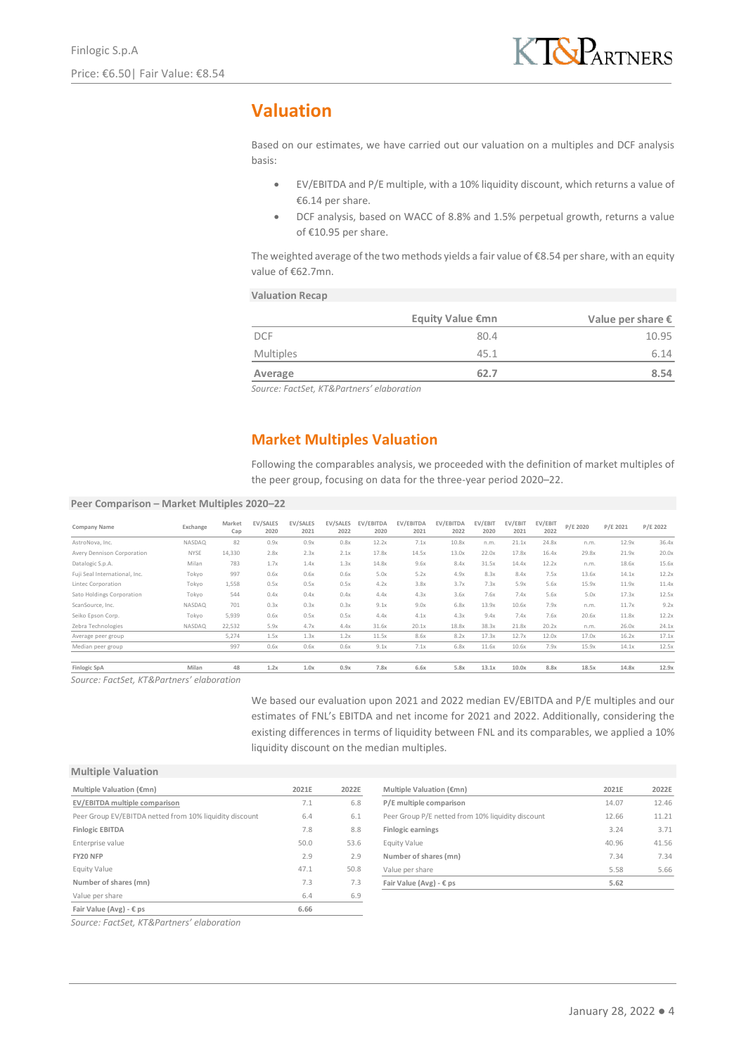# Valuation

Based on our estimates, we have carried out our valuation on a multiples and DCF analysis basis:

- EV/EBITDA and P/E multiple, with a 10% liquidity discount, which returns a value of €6.14 per share.
- DCF analysis, based on WACC of 8.8% and 1.5% perpetual growth, returns a value of €10.95 per share.

The weighted average of the two methods yields a fair value of €8.54 per share, with an equity value of €62.7mn.

**Valuation Recap**

| | Equity Value €mn | Value per share € |
|---|---|---|
| DCF | 80.4 | 10.95 |
| Multiples | 45.1 | 6.14 |
| **Average** | **62.7** | **8.54** |

*Source: FactSet, KT&Partners' elaboration*

## Market Multiples Valuation

Following the comparables analysis, we proceeded with the definition of market multiples of the peer group, focusing on data for the three-year period 2020–22.

**Peer Comparison – Market Multiples 2020–22**

| Company Name | Exchange | Market Cap | EV/SALES 2020 | EV/SALES 2021 | EV/SALES 2022 | EV/EBITDA 2020 | EV/EBITDA 2021 | EV/EBITDA 2022 | EV/EBIT 2020 | EV/EBIT 2021 | EV/EBIT 2022 | P/E 2020 | P/E 2021 | P/E 2022 |
|---|---|---|---|---|---|---|---|---|---|---|---|---|---|---|
| AstroNova, Inc. | NASDAQ | 82 | 0.9x | 0.9x | 0.8x | 12.2x | 7.1x | 10.8x | n.m. | 21.1x | 24.8x | n.m. | 12.9x | 36.4x |
| Avery Dennison Corporation | NYSE | 14,330 | 2.8x | 2.3x | 2.1x | 17.8x | 14.5x | 13.0x | 22.0x | 17.8x | 16.4x | 29.8x | 21.9x | 20.0x |
| Datalogic S.p.A. | Milan | 783 | 1.7x | 1.4x | 1.3x | 14.8x | 9.6x | 8.4x | 31.5x | 14.4x | 12.2x | n.m. | 18.6x | 15.6x |
| Fuji Seal International, Inc. | Tokyo | 997 | 0.6x | 0.6x | 0.6x | 5.0x | 5.2x | 4.9x | 8.3x | 8.4x | 7.5x | 13.6x | 14.1x | 12.2x |
| Lintec Corporation | Tokyo | 1,558 | 0.5x | 0.5x | 0.5x | 4.2x | 3.8x | 3.7x | 7.3x | 5.9x | 5.6x | 15.9x | 11.9x | 11.4x |
| Sato Holdings Corporation | Tokyo | 544 | 0.4x | 0.4x | 0.4x | 4.4x | 4.3x | 3.6x | 7.6x | 7.4x | 5.6x | 5.0x | 17.3x | 12.5x |
| ScanSource, Inc. | NASDAQ | 701 | 0.3x | 0.3x | 0.3x | 9.1x | 9.0x | 6.8x | 13.9x | 10.6x | 7.9x | n.m. | 11.7x | 9.2x |
| Seiko Epson Corp. | Tokyo | 5,939 | 0.6x | 0.5x | 0.5x | 4.4x | 4.1x | 4.3x | 9.4x | 7.4x | 7.6x | 20.6x | 11.8x | 12.2x |
| Zebra Technologies | NASDAQ | 22,532 | 5.9x | 4.7x | 4.4x | 31.6x | 20.1x | 18.8x | 38.3x | 21.8x | 20.2x | n.m. | 26.0x | 24.1x |
| Average peer group | | 5,274 | 1.5x | 1.3x | 1.2x | 11.5x | 8.6x | 8.2x | 17.3x | 12.7x | 12.0x | 17.0x | 16.2x | 17.1x |
| Median peer group | | 997 | 0.6x | 0.6x | 0.6x | 9.1x | 7.1x | 6.8x | 11.6x | 10.6x | 7.9x | 15.9x | 14.1x | 12.5x |
| **Finlogic SpA** | **Milan** | **48** | **1.2x** | **1.0x** | **0.9x** | **7.8x** | **6.6x** | **5.8x** | **13.1x** | **10.0x** | **8.8x** | **18.5x** | **14.8x** | **12.9x** |

*Source: FactSet, KT&Partners' elaboration*

We based our evaluation upon 2021 and 2022 median EV/EBITDA and P/E multiples and our estimates of FNL's EBITDA and net income for 2021 and 2022. Additionally, considering the existing differences in terms of liquidity between FNL and its comparables, we applied a 10% liquidity discount on the median multiples.

**Multiple Valuation**

| Multiple Valuation (€mn) | 2021E | 2022E |
|---|---|---|
| **EV/EBITDA multiple comparison** | 7.1 | 6.8 |
| Peer Group EV/EBITDA netted from 10% liquidity discount | 6.4 | 6.1 |
| **Finlogic EBITDA** | 7.8 | 8.8 |
| Enterprise value | 50.0 | 53.6 |
| **FY20 NFP** | 2.9 | 2.9 |
| Equity Value | 47.1 | 50.8 |
| **Number of shares (mn)** | 7.3 | 7.3 |
| Value per share | 6.4 | 6.9 |
| **Fair Value (Avg) - € ps** | **6.66** | |

| Multiple Valuation (€mn) | 2021E | 2022E |
|---|---|---|
| **P/E multiple comparison** | 14.07 | 12.46 |
| Peer Group P/E netted from 10% liquidity discount | 12.66 | 11.21 |
| **Finlogic earnings** | 3.24 | 3.71 |
| Equity Value | 40.96 | 41.56 |
| **Number of shares (mn)** | 7.34 | 7.34 |
| Value per share | 5.58 | 5.66 |
| **Fair Value (Avg) - € ps** | **5.62** | |

*Source: FactSet, KT&Partners' elaboration*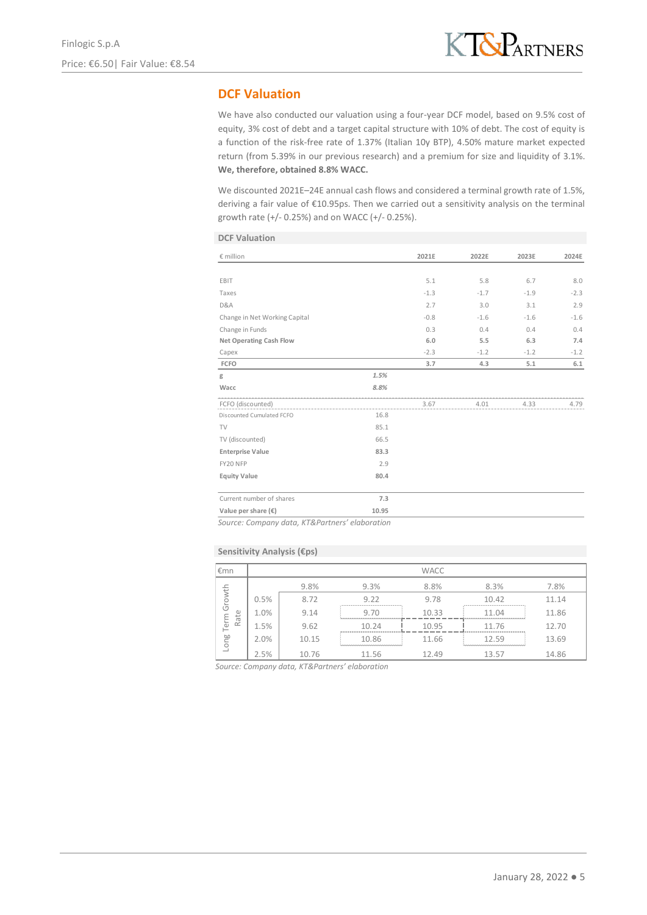## DCF Valuation

We have also conducted our valuation using a four-year DCF model, based on 9.5% cost of equity, 3% cost of debt and a target capital structure with 10% of debt. The cost of equity is a function of the risk-free rate of 1.37% (Italian 10y BTP), 4.50% mature market expected return (from 5.39% in our previous research) and a premium for size and liquidity of 3.1%. **We, therefore, obtained 8.8% WACC.**

We discounted 2021E–24E annual cash flows and considered a terminal growth rate of 1.5%, deriving a fair value of €10.95ps. Then we carried out a sensitivity analysis on the terminal growth rate (+/- 0.25%) and on WACC (+/- 0.25%).

**DCF Valuation**

| € million | | 2021E | 2022E | 2023E | 2024E |
|---|---|---|---|---|---|
| EBIT | | 5.1 | 5.8 | 6.7 | 8.0 |
| Taxes | | -1.3 | -1.7 | -1.9 | -2.3 |
| D&A | | 2.7 | 3.0 | 3.1 | 2.9 |
| Change in Net Working Capital | | -0.8 | -1.6 | -1.6 | -1.6 |
| Change in Funds | | 0.3 | 0.4 | 0.4 | 0.4 |
| **Net Operating Cash Flow** | | **6.0** | **5.5** | **6.3** | **7.4** |
| Capex | | -2.3 | -1.2 | -1.2 | -1.2 |
| **FCFO** | | **3.7** | **4.3** | **5.1** | **6.1** |
| g | *1.5%* | | | | |
| **Wacc** | *8.8%* | | | | |
| FCFO (discounted) | | 3.67 | 4.01 | 4.33 | 4.79 |
| Discounted Cumulated FCFO | 16.8 | | | | |
| TV | 85.1 | | | | |
| TV (discounted) | 66.5 | | | | |
| **Enterprise Value** | **83.3** | | | | |
| FY20 NFP | 2.9 | | | | |
| **Equity Value** | **80.4** | | | | |
| Current number of shares | 7.3 | | | | |
| **Value per share (€)** | **10.95** | | | | |

*Source: Company data, KT&Partners' elaboration*

**Sensitivity Analysis (€ps)**

| €mn | | WACC | | | | |
|---|---|---|---|---|---|---|
| | | 9.8% | 9.3% | 8.8% | 8.3% | 7.8% |
| Long Term Growth Rate | 0.5% | 8.72 | 9.22 | 9.78 | 10.42 | 11.14 |
| | 1.0% | 9.14 | 9.70 | 10.33 | 11.04 | 11.86 |
| | 1.5% | 9.62 | 10.24 | 10.95 | 11.76 | 12.70 |
| | 2.0% | 10.15 | 10.86 | 11.66 | 12.59 | 13.69 |
| | 2.5% | 10.76 | 11.56 | 12.49 | 13.57 | 14.86 |

*Source: Company data, KT&Partners' elaboration*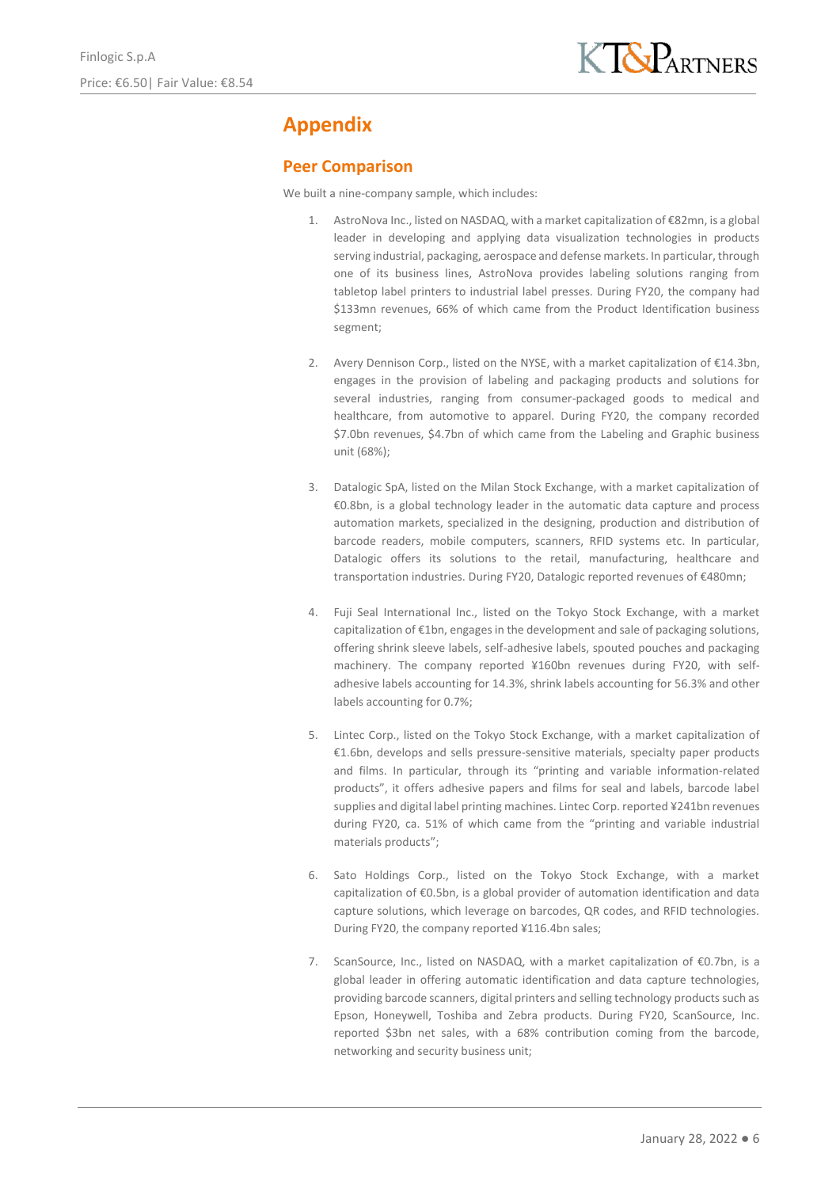# Appendix

## Peer Comparison

We built a nine-company sample, which includes:

1. AstroNova Inc., listed on NASDAQ, with a market capitalization of €82mn, is a global leader in developing and applying data visualization technologies in products serving industrial, packaging, aerospace and defense markets. In particular, through one of its business lines, AstroNova provides labeling solutions ranging from tabletop label printers to industrial label presses. During FY20, the company had $133mn revenues, 66% of which came from the Product Identification business segment;

2. Avery Dennison Corp., listed on the NYSE, with a market capitalization of €14.3bn, engages in the provision of labeling and packaging products and solutions for several industries, ranging from consumer-packaged goods to medical and healthcare, from automotive to apparel. During FY20, the company recorded $7.0bn revenues, $4.7bn of which came from the Labeling and Graphic business unit (68%);

3. Datalogic SpA, listed on the Milan Stock Exchange, with a market capitalization of €0.8bn, is a global technology leader in the automatic data capture and process automation markets, specialized in the designing, production and distribution of barcode readers, mobile computers, scanners, RFID systems etc. In particular, Datalogic offers its solutions to the retail, manufacturing, healthcare and transportation industries. During FY20, Datalogic reported revenues of €480mn;

4. Fuji Seal International Inc., listed on the Tokyo Stock Exchange, with a market capitalization of €1bn, engages in the development and sale of packaging solutions, offering shrink sleeve labels, self-adhesive labels, spouted pouches and packaging machinery. The company reported ¥160bn revenues during FY20, with self-adhesive labels accounting for 14.3%, shrink labels accounting for 56.3% and other labels accounting for 0.7%;

5. Lintec Corp., listed on the Tokyo Stock Exchange, with a market capitalization of €1.6bn, develops and sells pressure-sensitive materials, specialty paper products and films. In particular, through its "printing and variable information-related products", it offers adhesive papers and films for seal and labels, barcode label supplies and digital label printing machines. Lintec Corp. reported ¥241bn revenues during FY20, ca. 51% of which came from the "printing and variable industrial materials products";

6. Sato Holdings Corp., listed on the Tokyo Stock Exchange, with a market capitalization of €0.5bn, is a global provider of automation identification and data capture solutions, which leverage on barcodes, QR codes, and RFID technologies. During FY20, the company reported ¥116.4bn sales;

7. ScanSource, Inc., listed on NASDAQ, with a market capitalization of €0.7bn, is a global leader in offering automatic identification and data capture technologies, providing barcode scanners, digital printers and selling technology products such as Epson, Honeywell, Toshiba and Zebra products. During FY20, ScanSource, Inc. reported $3bn net sales, with a 68% contribution coming from the barcode, networking and security business unit;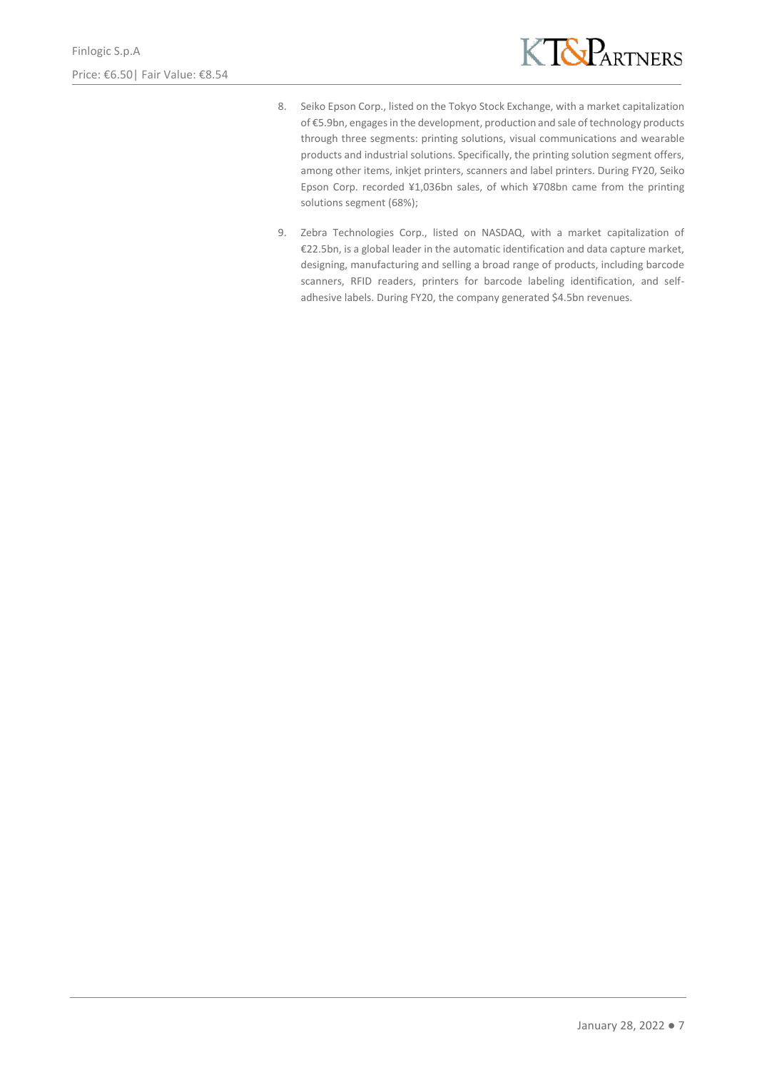8. Seiko Epson Corp., listed on the Tokyo Stock Exchange, with a market capitalization of €5.9bn, engages in the development, production and sale of technology products through three segments: printing solutions, visual communications and wearable products and industrial solutions. Specifically, the printing solution segment offers, among other items, inkjet printers, scanners and label printers. During FY20, Seiko Epson Corp. recorded ¥1,036bn sales, of which ¥708bn came from the printing solutions segment (68%);

9. Zebra Technologies Corp., listed on NASDAQ, with a market capitalization of €22.5bn, is a global leader in the automatic identification and data capture market, designing, manufacturing and selling a broad range of products, including barcode scanners, RFID readers, printers for barcode labeling identification, and self-adhesive labels. During FY20, the company generated $4.5bn revenues.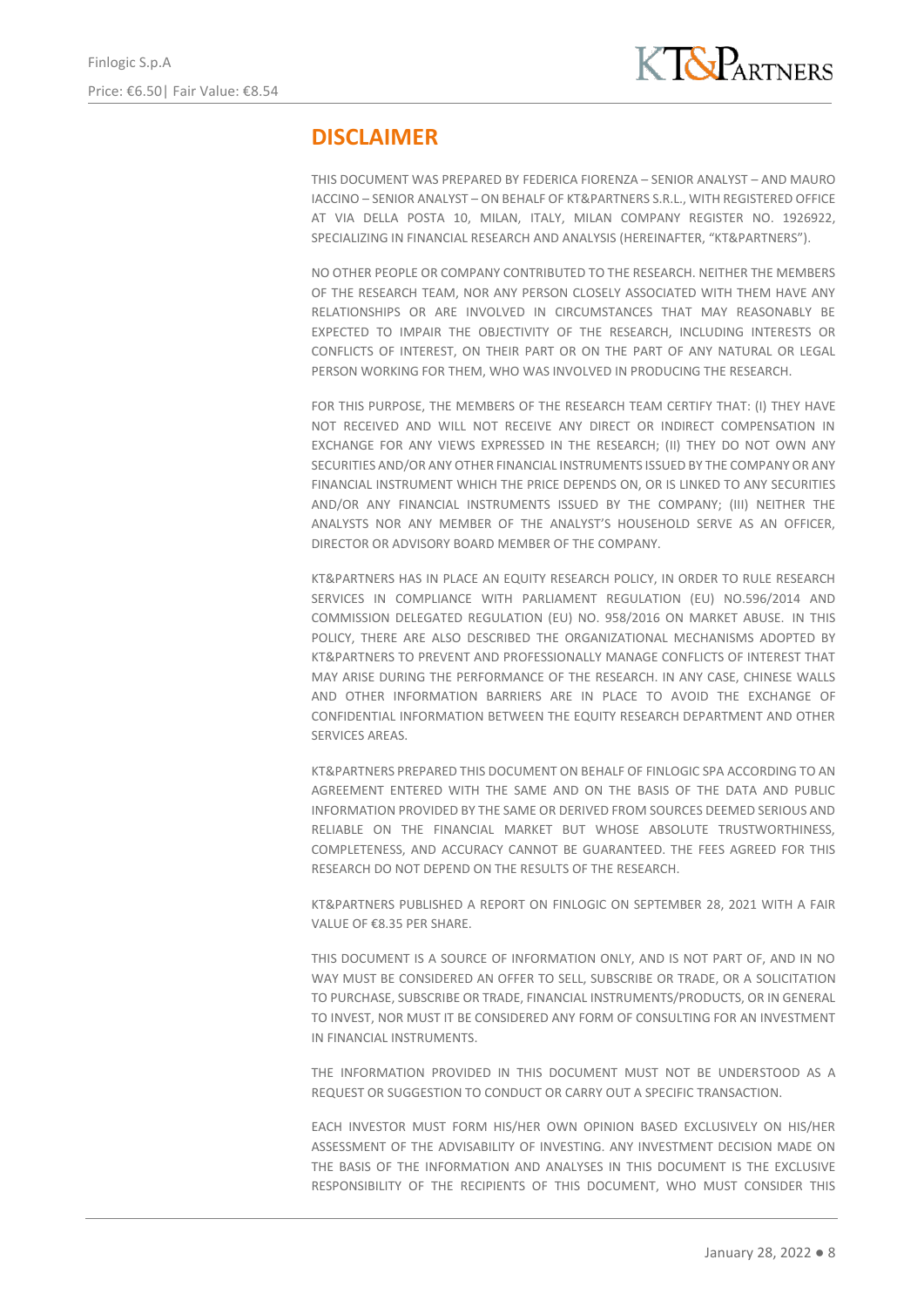## DISCLAIMER

THIS DOCUMENT WAS PREPARED BY FEDERICA FIORENZA – SENIOR ANALYST – AND MAURO IACCINO – SENIOR ANALYST – ON BEHALF OF KT&PARTNERS S.R.L., WITH REGISTERED OFFICE AT VIA DELLA POSTA 10, MILAN, ITALY, MILAN COMPANY REGISTER NO. 1926922, SPECIALIZING IN FINANCIAL RESEARCH AND ANALYSIS (HEREINAFTER, "KT&PARTNERS").

NO OTHER PEOPLE OR COMPANY CONTRIBUTED TO THE RESEARCH. NEITHER THE MEMBERS OF THE RESEARCH TEAM, NOR ANY PERSON CLOSELY ASSOCIATED WITH THEM HAVE ANY RELATIONSHIPS OR ARE INVOLVED IN CIRCUMSTANCES THAT MAY REASONABLY BE EXPECTED TO IMPAIR THE OBJECTIVITY OF THE RESEARCH, INCLUDING INTERESTS OR CONFLICTS OF INTEREST, ON THEIR PART OR ON THE PART OF ANY NATURAL OR LEGAL PERSON WORKING FOR THEM, WHO WAS INVOLVED IN PRODUCING THE RESEARCH.

FOR THIS PURPOSE, THE MEMBERS OF THE RESEARCH TEAM CERTIFY THAT: (I) THEY HAVE NOT RECEIVED AND WILL NOT RECEIVE ANY DIRECT OR INDIRECT COMPENSATION IN EXCHANGE FOR ANY VIEWS EXPRESSED IN THE RESEARCH; (II) THEY DO NOT OWN ANY SECURITIES AND/OR ANY OTHER FINANCIAL INSTRUMENTS ISSUED BY THE COMPANY OR ANY FINANCIAL INSTRUMENT WHICH THE PRICE DEPENDS ON, OR IS LINKED TO ANY SECURITIES AND/OR ANY FINANCIAL INSTRUMENTS ISSUED BY THE COMPANY; (III) NEITHER THE ANALYSTS NOR ANY MEMBER OF THE ANALYST'S HOUSEHOLD SERVE AS AN OFFICER, DIRECTOR OR ADVISORY BOARD MEMBER OF THE COMPANY.

KT&PARTNERS HAS IN PLACE AN EQUITY RESEARCH POLICY, IN ORDER TO RULE RESEARCH SERVICES IN COMPLIANCE WITH PARLIAMENT REGULATION (EU) NO.596/2014 AND COMMISSION DELEGATED REGULATION (EU) NO. 958/2016 ON MARKET ABUSE. IN THIS POLICY, THERE ARE ALSO DESCRIBED THE ORGANIZATIONAL MECHANISMS ADOPTED BY KT&PARTNERS TO PREVENT AND PROFESSIONALLY MANAGE CONFLICTS OF INTEREST THAT MAY ARISE DURING THE PERFORMANCE OF THE RESEARCH. IN ANY CASE, CHINESE WALLS AND OTHER INFORMATION BARRIERS ARE IN PLACE TO AVOID THE EXCHANGE OF CONFIDENTIAL INFORMATION BETWEEN THE EQUITY RESEARCH DEPARTMENT AND OTHER SERVICES AREAS.

KT&PARTNERS PREPARED THIS DOCUMENT ON BEHALF OF FINLOGIC SPA ACCORDING TO AN AGREEMENT ENTERED WITH THE SAME AND ON THE BASIS OF THE DATA AND PUBLIC INFORMATION PROVIDED BY THE SAME OR DERIVED FROM SOURCES DEEMED SERIOUS AND RELIABLE ON THE FINANCIAL MARKET BUT WHOSE ABSOLUTE TRUSTWORTHINESS, COMPLETENESS, AND ACCURACY CANNOT BE GUARANTEED. THE FEES AGREED FOR THIS RESEARCH DO NOT DEPEND ON THE RESULTS OF THE RESEARCH.

KT&PARTNERS PUBLISHED A REPORT ON FINLOGIC ON SEPTEMBER 28, 2021 WITH A FAIR VALUE OF €8.35 PER SHARE.

THIS DOCUMENT IS A SOURCE OF INFORMATION ONLY, AND IS NOT PART OF, AND IN NO WAY MUST BE CONSIDERED AN OFFER TO SELL, SUBSCRIBE OR TRADE, OR A SOLICITATION TO PURCHASE, SUBSCRIBE OR TRADE, FINANCIAL INSTRUMENTS/PRODUCTS, OR IN GENERAL TO INVEST, NOR MUST IT BE CONSIDERED ANY FORM OF CONSULTING FOR AN INVESTMENT IN FINANCIAL INSTRUMENTS.

THE INFORMATION PROVIDED IN THIS DOCUMENT MUST NOT BE UNDERSTOOD AS A REQUEST OR SUGGESTION TO CONDUCT OR CARRY OUT A SPECIFIC TRANSACTION.

EACH INVESTOR MUST FORM HIS/HER OWN OPINION BASED EXCLUSIVELY ON HIS/HER ASSESSMENT OF THE ADVISABILITY OF INVESTING. ANY INVESTMENT DECISION MADE ON THE BASIS OF THE INFORMATION AND ANALYSES IN THIS DOCUMENT IS THE EXCLUSIVE RESPONSIBILITY OF THE RECIPIENTS OF THIS DOCUMENT, WHO MUST CONSIDER THIS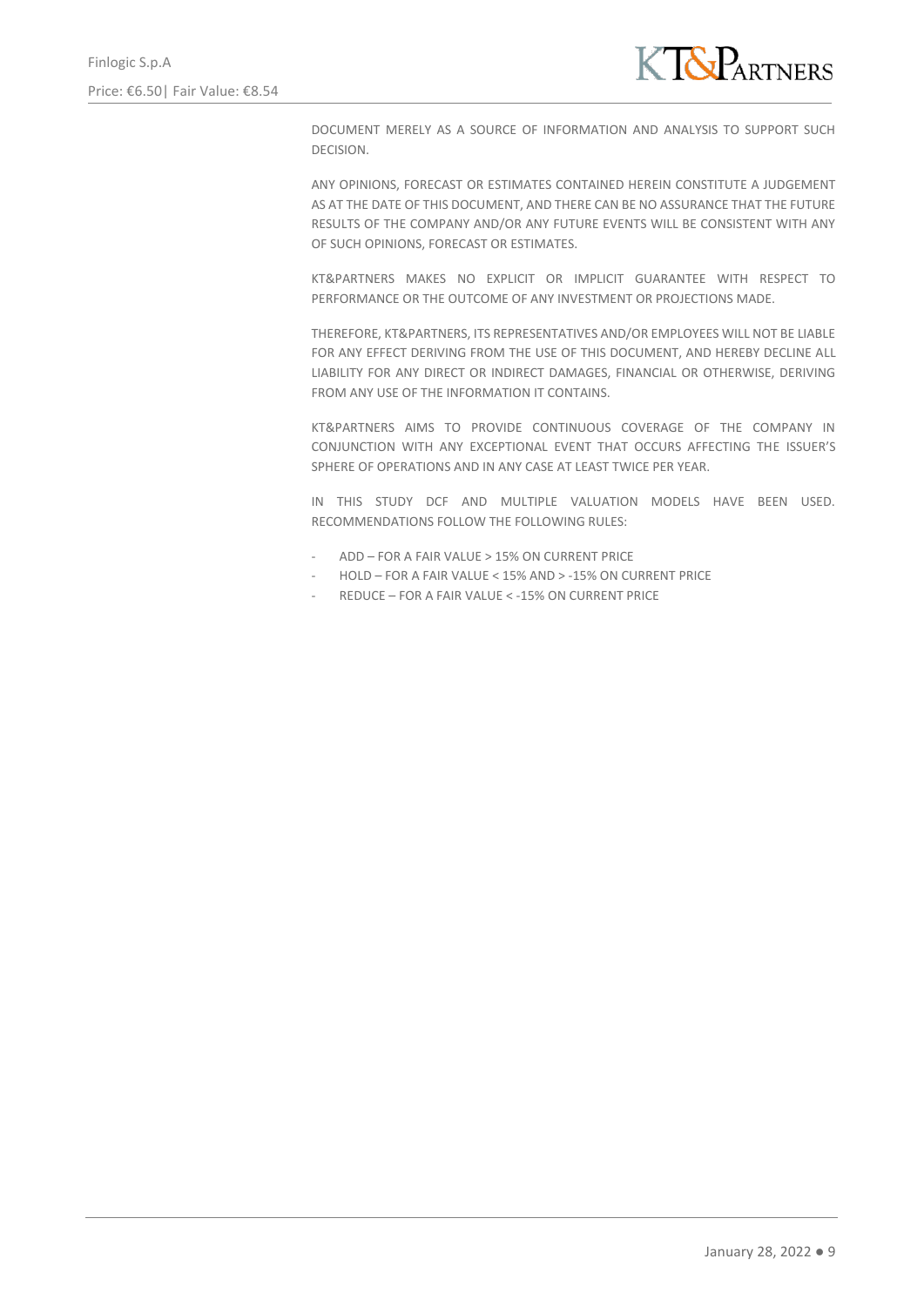DOCUMENT MERELY AS A SOURCE OF INFORMATION AND ANALYSIS TO SUPPORT SUCH DECISION.

ANY OPINIONS, FORECAST OR ESTIMATES CONTAINED HEREIN CONSTITUTE A JUDGEMENT AS AT THE DATE OF THIS DOCUMENT, AND THERE CAN BE NO ASSURANCE THAT THE FUTURE RESULTS OF THE COMPANY AND/OR ANY FUTURE EVENTS WILL BE CONSISTENT WITH ANY OF SUCH OPINIONS, FORECAST OR ESTIMATES.

KT&PARTNERS MAKES NO EXPLICIT OR IMPLICIT GUARANTEE WITH RESPECT TO PERFORMANCE OR THE OUTCOME OF ANY INVESTMENT OR PROJECTIONS MADE.

THEREFORE, KT&PARTNERS, ITS REPRESENTATIVES AND/OR EMPLOYEES WILL NOT BE LIABLE FOR ANY EFFECT DERIVING FROM THE USE OF THIS DOCUMENT, AND HEREBY DECLINE ALL LIABILITY FOR ANY DIRECT OR INDIRECT DAMAGES, FINANCIAL OR OTHERWISE, DERIVING FROM ANY USE OF THE INFORMATION IT CONTAINS.

KT&PARTNERS AIMS TO PROVIDE CONTINUOUS COVERAGE OF THE COMPANY IN CONJUNCTION WITH ANY EXCEPTIONAL EVENT THAT OCCURS AFFECTING THE ISSUER'S SPHERE OF OPERATIONS AND IN ANY CASE AT LEAST TWICE PER YEAR.

IN THIS STUDY DCF AND MULTIPLE VALUATION MODELS HAVE BEEN USED. RECOMMENDATIONS FOLLOW THE FOLLOWING RULES:

- ADD – FOR A FAIR VALUE > 15% ON CURRENT PRICE
- HOLD – FOR A FAIR VALUE < 15% AND > -15% ON CURRENT PRICE
- REDUCE – FOR A FAIR VALUE < -15% ON CURRENT PRICE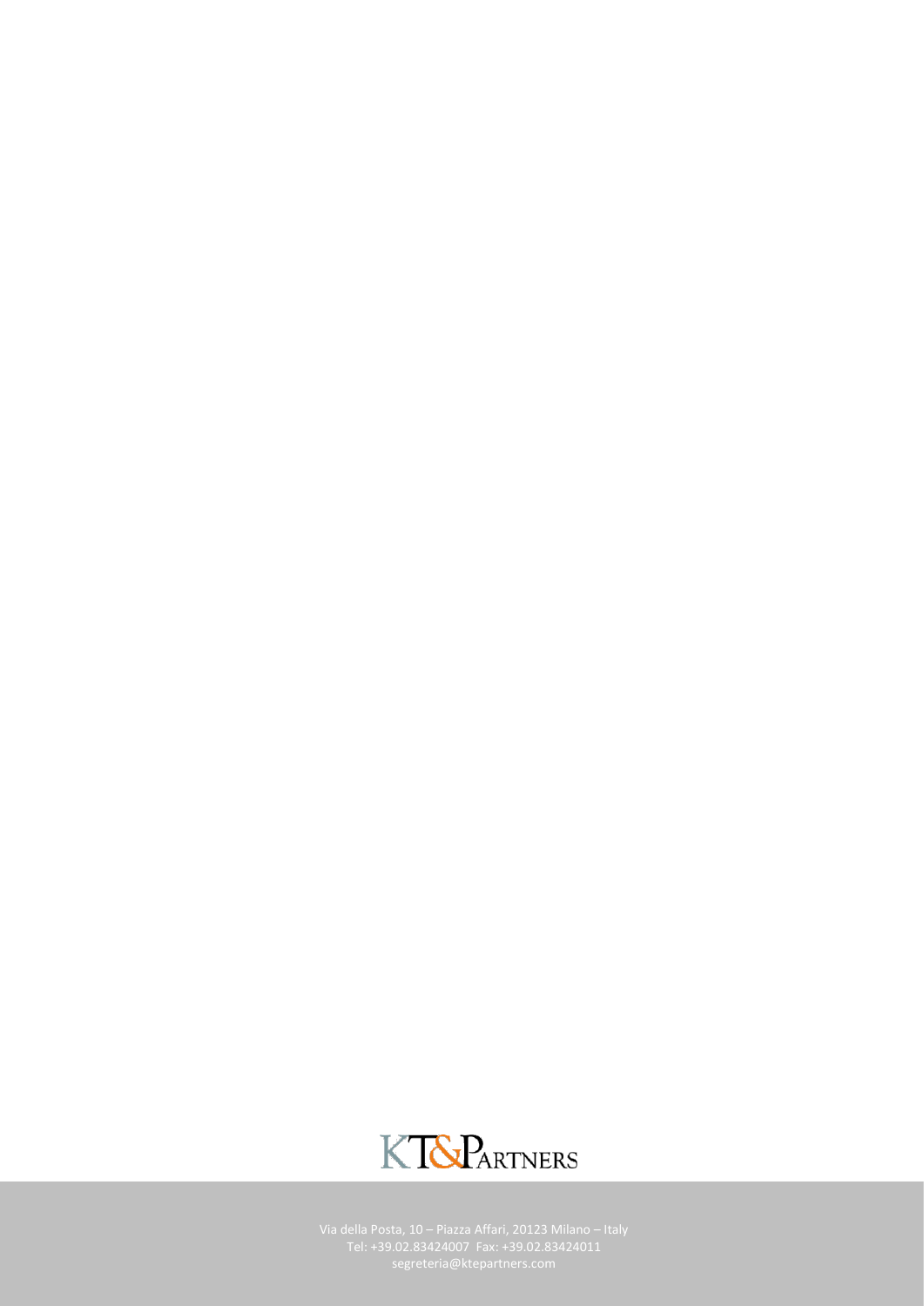KT&PARTNERS

Via della Posta, 10 – Piazza Affari, 20123 Milano – Italy
Tel: +39.02.83424007 Fax: +39.02.83424011
segreteria@ktepartners.com